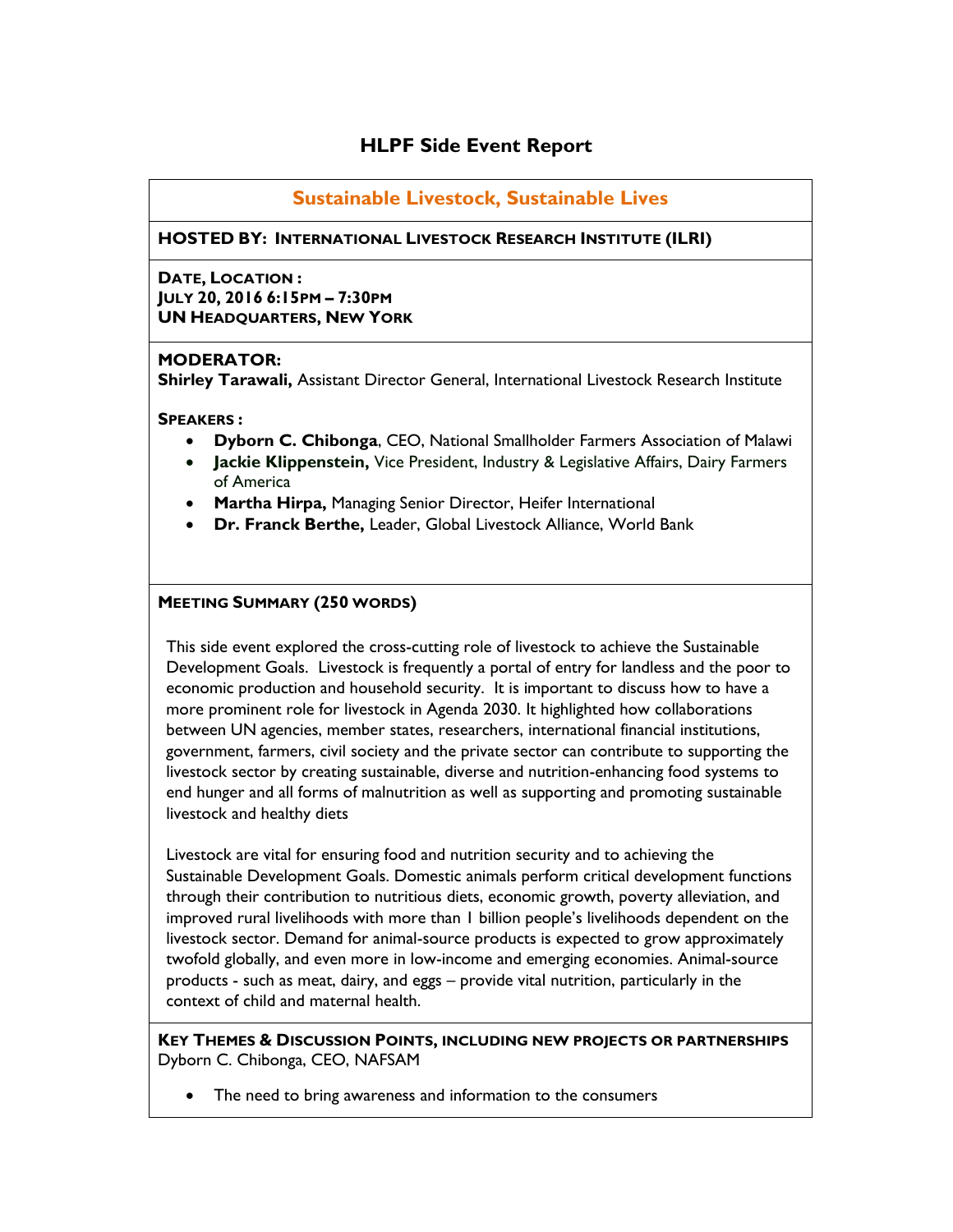# HLPF Side Event Report

## Sustainable Livestock, Sustainable Lives

**HOSTED BY: INTERNATIONAL LIVESTOCK RESEARCH INSTITUTE (ILRI)**

**DATE, LOCATION :**
**JULY 20, 2016 6:15PM – 7:30PM**
**UN HEADQUARTERS, NEW YORK**

**MODERATOR:**
**Shirley Tarawali,** Assistant Director General, International Livestock Research Institute

**SPEAKERS :**

- **Dyborn C. Chibonga**, CEO, National Smallholder Farmers Association of Malawi
- **Jackie Klippenstein,** Vice President, Industry & Legislative Affairs, Dairy Farmers of America
- **Martha Hirpa,** Managing Senior Director, Heifer International
- **Dr. Franck Berthe,** Leader, Global Livestock Alliance, World Bank

**MEETING SUMMARY (250 WORDS)**

This side event explored the cross-cutting role of livestock to achieve the Sustainable Development Goals. Livestock is frequently a portal of entry for landless and the poor to economic production and household security. It is important to discuss how to have a more prominent role for livestock in Agenda 2030. It highlighted how collaborations between UN agencies, member states, researchers, international financial institutions, government, farmers, civil society and the private sector can contribute to supporting the livestock sector by creating sustainable, diverse and nutrition-enhancing food systems to end hunger and all forms of malnutrition as well as supporting and promoting sustainable livestock and healthy diets

Livestock are vital for ensuring food and nutrition security and to achieving the Sustainable Development Goals. Domestic animals perform critical development functions through their contribution to nutritious diets, economic growth, poverty alleviation, and improved rural livelihoods with more than 1 billion people's livelihoods dependent on the livestock sector. Demand for animal-source products is expected to grow approximately twofold globally, and even more in low-income and emerging economies. Animal-source products - such as meat, dairy, and eggs – provide vital nutrition, particularly in the context of child and maternal health.

**KEY THEMES & DISCUSSION POINTS, INCLUDING NEW PROJECTS OR PARTNERSHIPS**
Dyborn C. Chibonga, CEO, NAFSAM

- The need to bring awareness and information to the consumers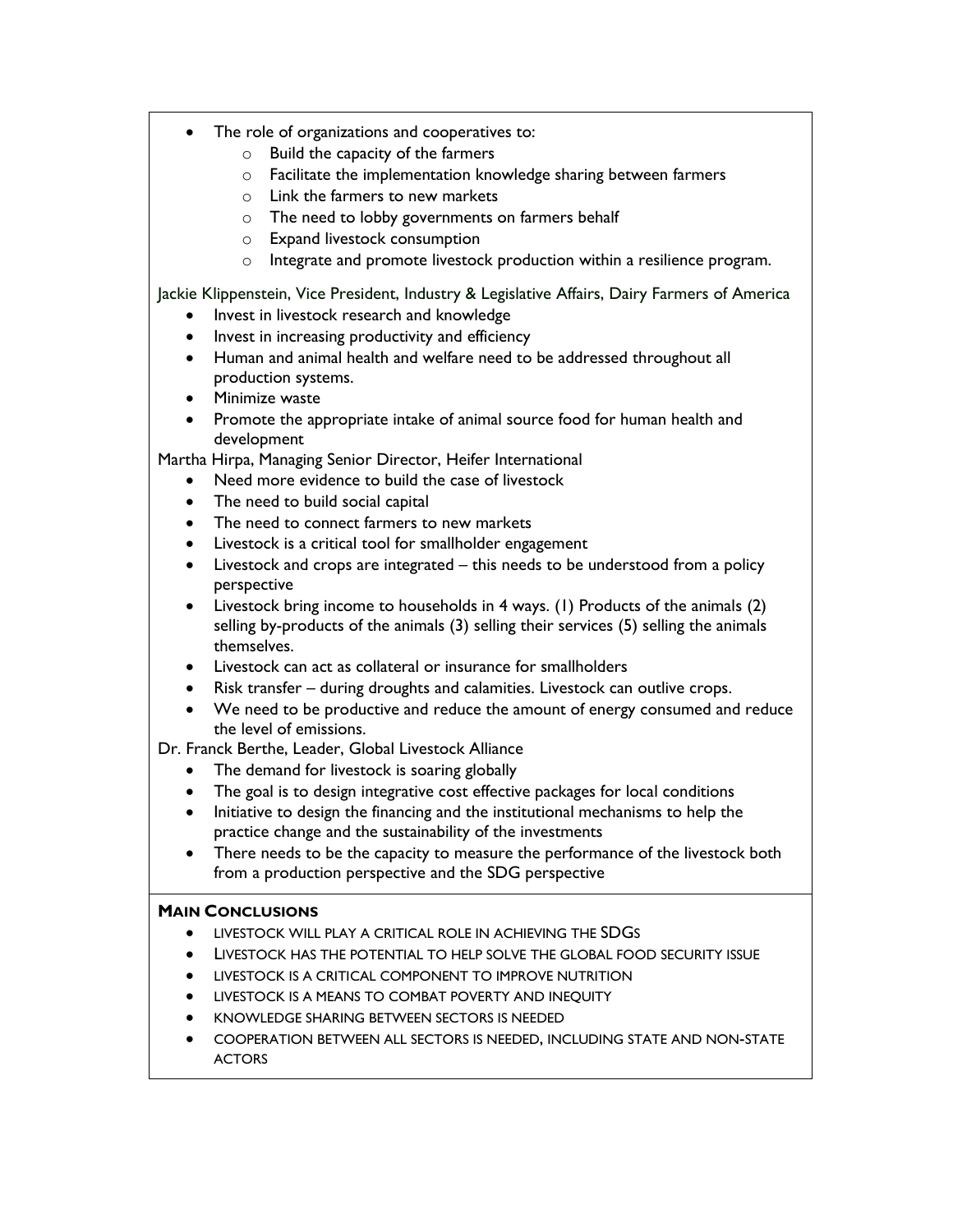- The role of organizations and cooperatives to:
    - Build the capacity of the farmers
    - Facilitate the implementation knowledge sharing between farmers
    - Link the farmers to new markets
    - The need to lobby governments on farmers behalf
    - Expand livestock consumption
    - Integrate and promote livestock production within a resilience program.

Jackie Klippenstein, Vice President, Industry & Legislative Affairs, Dairy Farmers of America

- Invest in livestock research and knowledge
- Invest in increasing productivity and efficiency
- Human and animal health and welfare need to be addressed throughout all production systems.
- Minimize waste
- Promote the appropriate intake of animal source food for human health and development

Martha Hirpa, Managing Senior Director, Heifer International

- Need more evidence to build the case of livestock
- The need to build social capital
- The need to connect farmers to new markets
- Livestock is a critical tool for smallholder engagement
- Livestock and crops are integrated – this needs to be understood from a policy perspective
- Livestock bring income to households in 4 ways. (1) Products of the animals (2) selling by-products of the animals (3) selling their services (5) selling the animals themselves.
- Livestock can act as collateral or insurance for smallholders
- Risk transfer – during droughts and calamities. Livestock can outlive crops.
- We need to be productive and reduce the amount of energy consumed and reduce the level of emissions.

Dr. Franck Berthe, Leader, Global Livestock Alliance

- The demand for livestock is soaring globally
- The goal is to design integrative cost effective packages for local conditions
- Initiative to design the financing and the institutional mechanisms to help the practice change and the sustainability of the investments
- There needs to be the capacity to measure the performance of the livestock both from a production perspective and the SDG perspective

**Main Conclusions**

- LIVESTOCK WILL PLAY A CRITICAL ROLE IN ACHIEVING THE SDGS
- LIVESTOCK HAS THE POTENTIAL TO HELP SOLVE THE GLOBAL FOOD SECURITY ISSUE
- LIVESTOCK IS A CRITICAL COMPONENT TO IMPROVE NUTRITION
- LIVESTOCK IS A MEANS TO COMBAT POVERTY AND INEQUITY
- KNOWLEDGE SHARING BETWEEN SECTORS IS NEEDED
- COOPERATION BETWEEN ALL SECTORS IS NEEDED, INCLUDING STATE AND NON-STATE ACTORS